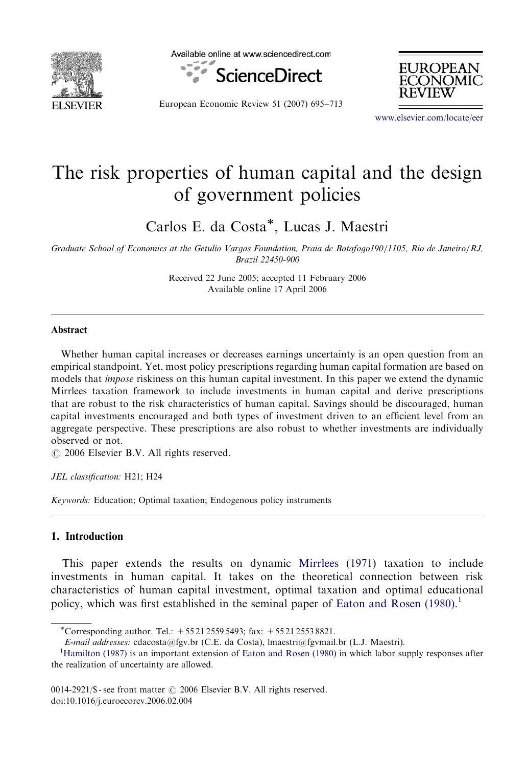# The risk properties of human capital and the design of government policies

Carlos E. da Costa*, Lucas J. Maestri

*Graduate School of Economics at the Getulio Vargas Foundation, Praia de Botafogo190/1105, Rio de Janeiro/RJ, Brazil 22450-900*

Received 22 June 2005; accepted 11 February 2006
Available online 17 April 2006

## Abstract

Whether human capital increases or decreases earnings uncertainty is an open question from an empirical standpoint. Yet, most policy prescriptions regarding human capital formation are based on models that *impose* riskiness on this human capital investment. In this paper we extend the dynamic Mirrlees taxation framework to include investments in human capital and derive prescriptions that are robust to the risk characteristics of human capital. Savings should be discouraged, human capital investments encouraged and both types of investment driven to an efficient level from an aggregate perspective. These prescriptions are also robust to whether investments are individually observed or not.

© 2006 Elsevier B.V. All rights reserved.

*JEL classification:* H21; H24

*Keywords:* Education; Optimal taxation; Endogenous policy instruments

## 1. Introduction

This paper extends the results on dynamic Mirrlees (1971) taxation to include investments in human capital. It takes on the theoretical connection between risk characteristics of human capital investment, optimal taxation and optimal educational policy, which was first established in the seminal paper of Eaton and Rosen (1980).[1]

*Corresponding author. Tel.: +55 21 2559 5493; fax: +55 21 2553 8821.
*E-mail addresses:* cdacosta@fgv.br (C.E. da Costa), lmaestri@fgvmail.br (L.J. Maestri).

[1] Hamilton (1987) is an important extension of Eaton and Rosen (1980) in which labor supply responses after the realization of uncertainty are allowed.

0014-2921/$ - see front matter © 2006 Elsevier B.V. All rights reserved.
doi:10.1016/j.euroecorev.2006.02.004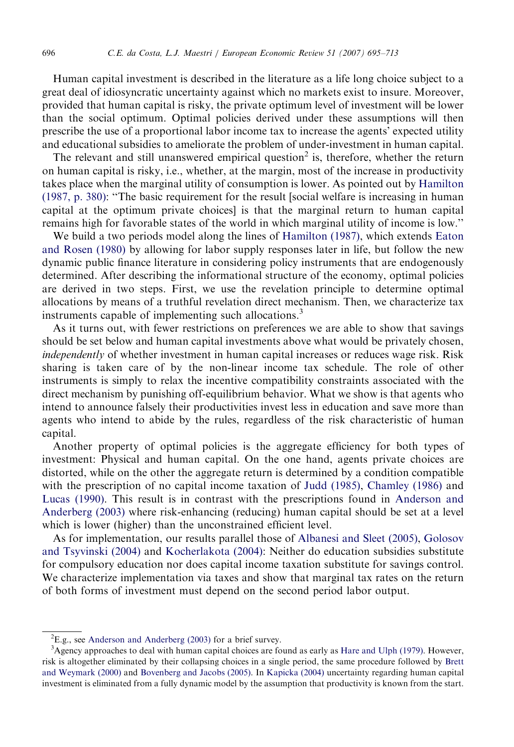Human capital investment is described in the literature as a life long choice subject to a great deal of idiosyncratic uncertainty against which no markets exist to insure. Moreover, provided that human capital is risky, the private optimum level of investment will be lower than the social optimum. Optimal policies derived under these assumptions will then prescribe the use of a proportional labor income tax to increase the agents' expected utility and educational subsidies to ameliorate the problem of under-investment in human capital.

The relevant and still unanswered empirical question[2] is, therefore, whether the return on human capital is risky, i.e., whether, at the margin, most of the increase in productivity takes place when the marginal utility of consumption is lower. As pointed out by Hamilton (1987, p. 380): "The basic requirement for the result [social welfare is increasing in human capital at the optimum private choices] is that the marginal return to human capital remains high for favorable states of the world in which marginal utility of income is low."

We build a two periods model along the lines of Hamilton (1987), which extends Eaton and Rosen (1980) by allowing for labor supply responses later in life, but follow the new dynamic public finance literature in considering policy instruments that are endogenously determined. After describing the informational structure of the economy, optimal policies are derived in two steps. First, we use the revelation principle to determine optimal allocations by means of a truthful revelation direct mechanism. Then, we characterize tax instruments capable of implementing such allocations.[3]

As it turns out, with fewer restrictions on preferences we are able to show that savings should be set below and human capital investments above what would be privately chosen, *independently* of whether investment in human capital increases or reduces wage risk. Risk sharing is taken care of by the non-linear income tax schedule. The role of other instruments is simply to relax the incentive compatibility constraints associated with the direct mechanism by punishing off-equilibrium behavior. What we show is that agents who intend to announce falsely their productivities invest less in education and save more than agents who intend to abide by the rules, regardless of the risk characteristic of human capital.

Another property of optimal policies is the aggregate efficiency for both types of investment: Physical and human capital. On the one hand, agents private choices are distorted, while on the other the aggregate return is determined by a condition compatible with the prescription of no capital income taxation of Judd (1985), Chamley (1986) and Lucas (1990). This result is in contrast with the prescriptions found in Anderson and Anderberg (2003) where risk-enhancing (reducing) human capital should be set at a level which is lower (higher) than the unconstrained efficient level.

As for implementation, our results parallel those of Albanesi and Sleet (2005), Golosov and Tsyvinski (2004) and Kocherlakota (2004): Neither do education subsidies substitute for compulsory education nor does capital income taxation substitute for savings control. We characterize implementation via taxes and show that marginal tax rates on the return of both forms of investment must depend on the second period labor output.

---

[2] E.g., see Anderson and Anderberg (2003) for a brief survey.

[3] Agency approaches to deal with human capital choices are found as early as Hare and Ulph (1979). However, risk is altogether eliminated by their collapsing choices in a single period, the same procedure followed by Brett and Weymark (2000) and Bovenberg and Jacobs (2005). In Kapicka (2004) uncertainty regarding human capital investment is eliminated from a fully dynamic model by the assumption that productivity is known from the start.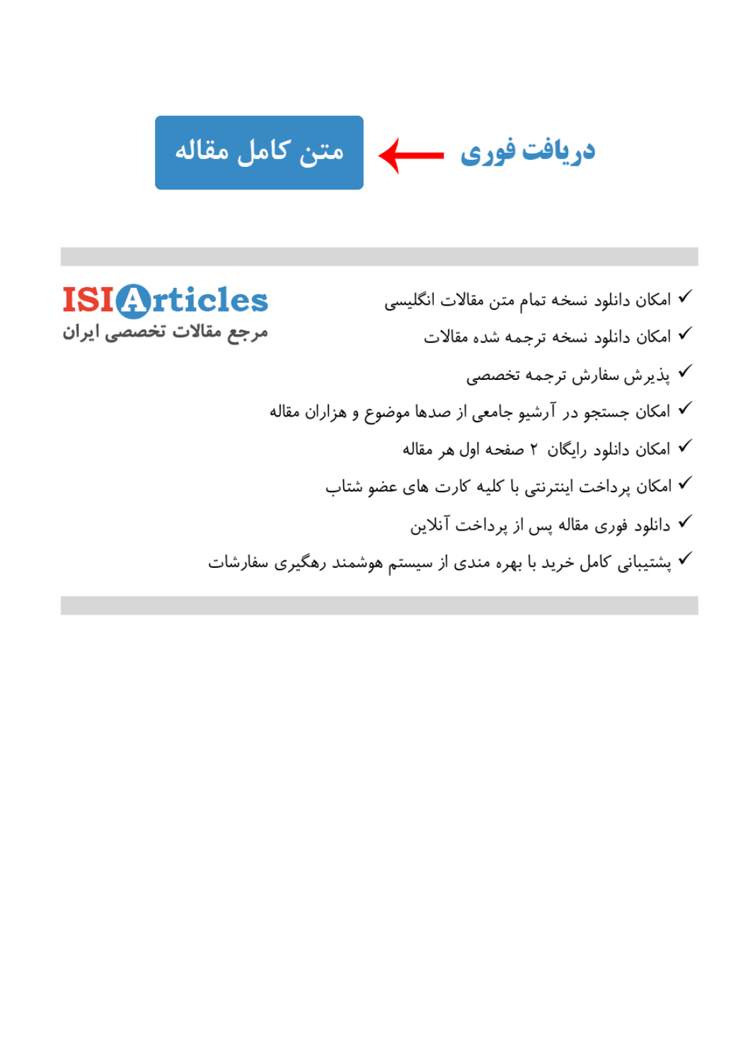**دریافت فوری ← متن کامل مقاله**

**ISIArticles**
مرجع مقالات تخصصی ایران

- ✓ امکان دانلود نسخه تمام متن مقالات انگلیسی
- ✓ امکان دانلود نسخه ترجمه شده مقالات
- ✓ پذیرش سفارش ترجمه تخصصی
- ✓ امکان جستجو در آرشیو جامعی از صدها موضوع و هزاران مقاله
- ✓ امکان دانلود رایگان ۲ صفحه اول هر مقاله
- ✓ امکان پرداخت اینترنتی با کلیه کارت های عضو شتاب
- ✓ دانلود فوری مقاله پس از پرداخت آنلاین
- ✓ پشتیبانی کامل خرید با بهره مندی از سیستم هوشمند رهگیری سفارشات